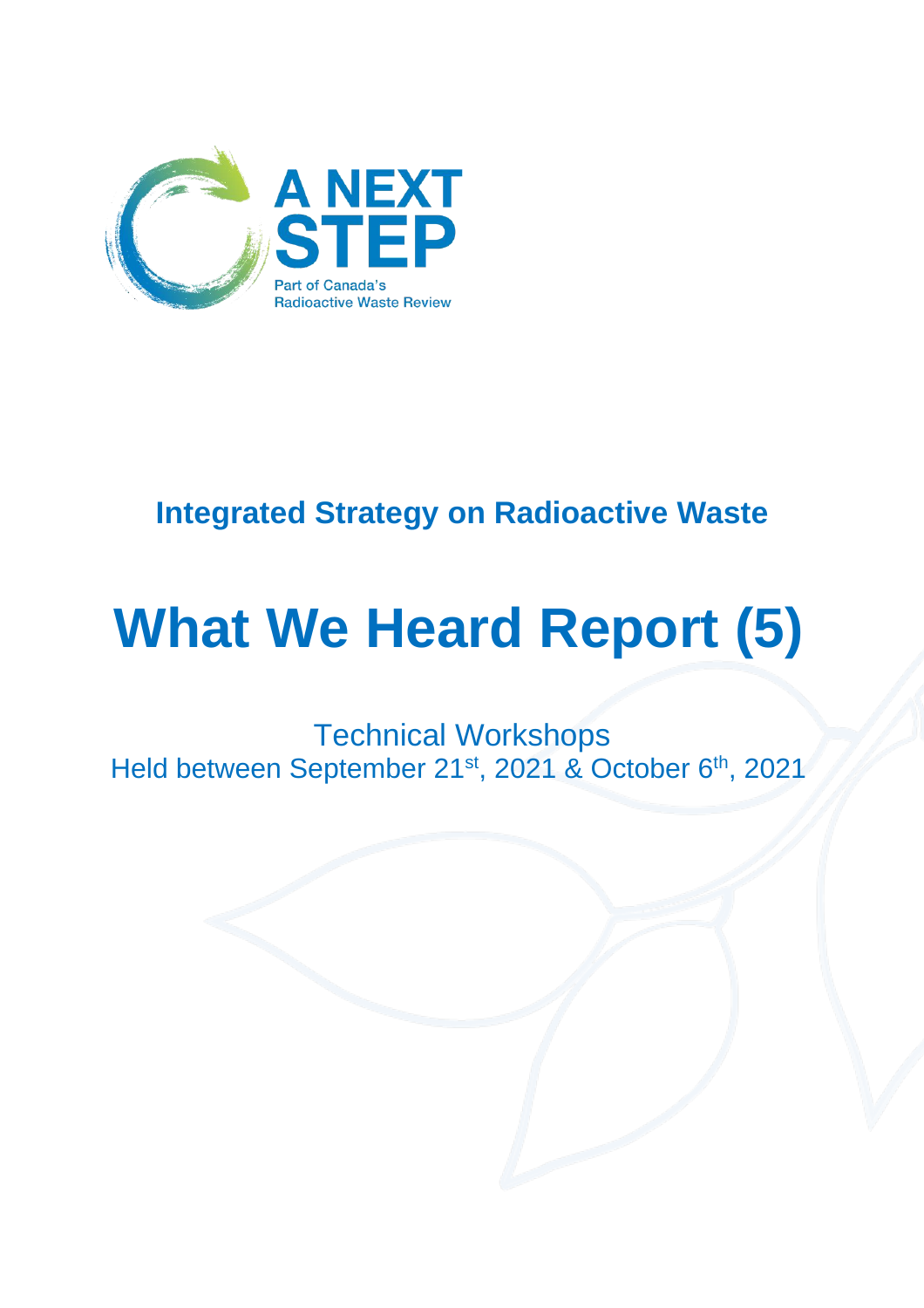A NEXT STEP

Part of Canada's Radioactive Waste Review

## Integrated Strategy on Radioactive Waste

# What We Heard Report (5)

Technical Workshops

Held between September 21st, 2021 & October 6th, 2021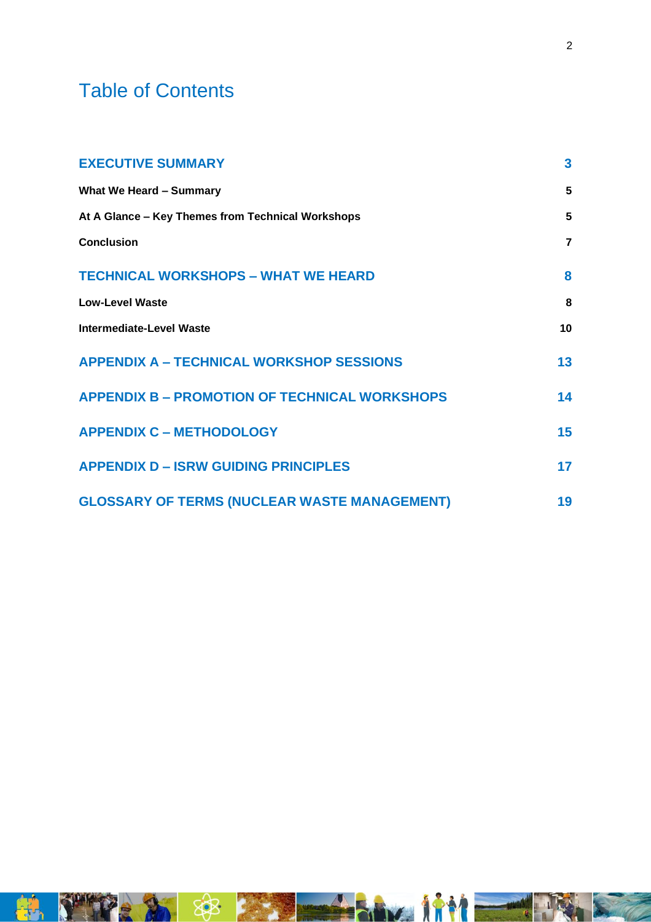# Table of Contents

| | |
|---|---|
| **EXECUTIVE SUMMARY** | **3** |
| **What We Heard – Summary** | **5** |
| **At A Glance – Key Themes from Technical Workshops** | **5** |
| **Conclusion** | **7** |
| **TECHNICAL WORKSHOPS – WHAT WE HEARD** | **8** |
| **Low-Level Waste** | **8** |
| **Intermediate-Level Waste** | **10** |
| **APPENDIX A – TECHNICAL WORKSHOP SESSIONS** | **13** |
| **APPENDIX B – PROMOTION OF TECHNICAL WORKSHOPS** | **14** |
| **APPENDIX C – METHODOLOGY** | **15** |
| **APPENDIX D – ISRW GUIDING PRINCIPLES** | **17** |
| **GLOSSARY OF TERMS (NUCLEAR WASTE MANAGEMENT)** | **19** |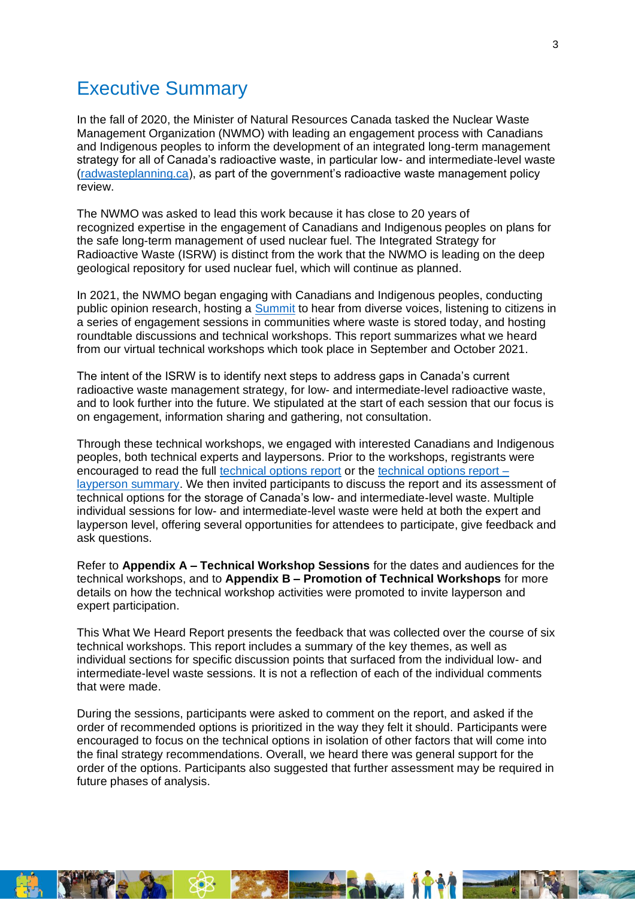# Executive Summary

In the fall of 2020, the Minister of Natural Resources Canada tasked the Nuclear Waste Management Organization (NWMO) with leading an engagement process with Canadians and Indigenous peoples to inform the development of an integrated long-term management strategy for all of Canada's radioactive waste, in particular low- and intermediate-level waste (radwasteplanning.ca), as part of the government's radioactive waste management policy review.

The NWMO was asked to lead this work because it has close to 20 years of recognized expertise in the engagement of Canadians and Indigenous peoples on plans for the safe long-term management of used nuclear fuel. The Integrated Strategy for Radioactive Waste (ISRW) is distinct from the work that the NWMO is leading on the deep geological repository for used nuclear fuel, which will continue as planned.

In 2021, the NWMO began engaging with Canadians and Indigenous peoples, conducting public opinion research, hosting a Summit to hear from diverse voices, listening to citizens in a series of engagement sessions in communities where waste is stored today, and hosting roundtable discussions and technical workshops. This report summarizes what we heard from our virtual technical workshops which took place in September and October 2021.

The intent of the ISRW is to identify next steps to address gaps in Canada's current radioactive waste management strategy, for low- and intermediate-level radioactive waste, and to look further into the future. We stipulated at the start of each session that our focus is on engagement, information sharing and gathering, not consultation.

Through these technical workshops, we engaged with interested Canadians and Indigenous peoples, both technical experts and laypersons. Prior to the workshops, registrants were encouraged to read the full technical options report or the technical options report – layperson summary. We then invited participants to discuss the report and its assessment of technical options for the storage of Canada's low- and intermediate-level waste. Multiple individual sessions for low- and intermediate-level waste were held at both the expert and layperson level, offering several opportunities for attendees to participate, give feedback and ask questions.

Refer to **Appendix A – Technical Workshop Sessions** for the dates and audiences for the technical workshops, and to **Appendix B – Promotion of Technical Workshops** for more details on how the technical workshop activities were promoted to invite layperson and expert participation.

This What We Heard Report presents the feedback that was collected over the course of six technical workshops. This report includes a summary of the key themes, as well as individual sections for specific discussion points that surfaced from the individual low- and intermediate-level waste sessions. It is not a reflection of each of the individual comments that were made.

During the sessions, participants were asked to comment on the report, and asked if the order of recommended options is prioritized in the way they felt it should. Participants were encouraged to focus on the technical options in isolation of other factors that will come into the final strategy recommendations. Overall, we heard there was general support for the order of the options. Participants also suggested that further assessment may be required in future phases of analysis.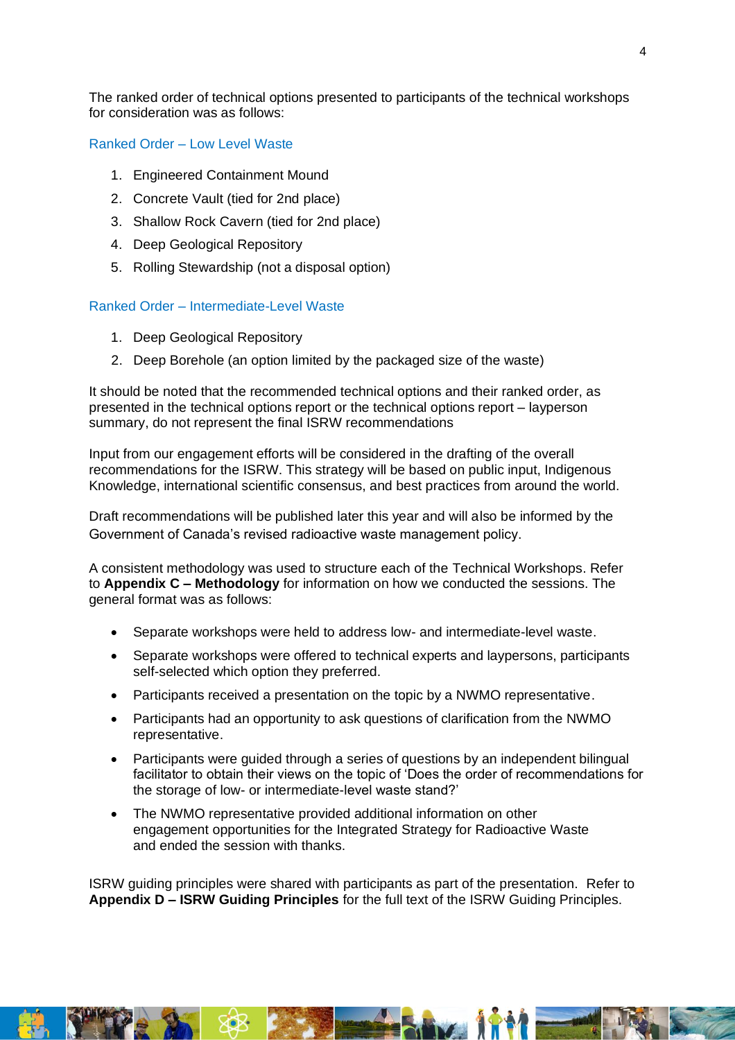The ranked order of technical options presented to participants of the technical workshops for consideration was as follows:

### Ranked Order – Low Level Waste

1. Engineered Containment Mound
2. Concrete Vault (tied for 2nd place)
3. Shallow Rock Cavern (tied for 2nd place)
4. Deep Geological Repository
5. Rolling Stewardship (not a disposal option)

### Ranked Order – Intermediate-Level Waste

1. Deep Geological Repository
2. Deep Borehole (an option limited by the packaged size of the waste)

It should be noted that the recommended technical options and their ranked order, as presented in the technical options report or the technical options report – layperson summary, do not represent the final ISRW recommendations

Input from our engagement efforts will be considered in the drafting of the overall recommendations for the ISRW. This strategy will be based on public input, Indigenous Knowledge, international scientific consensus, and best practices from around the world.

Draft recommendations will be published later this year and will also be informed by the Government of Canada's revised radioactive waste management policy.

A consistent methodology was used to structure each of the Technical Workshops. Refer to **Appendix C – Methodology** for information on how we conducted the sessions. The general format was as follows:

- Separate workshops were held to address low- and intermediate-level waste.
- Separate workshops were offered to technical experts and laypersons, participants self-selected which option they preferred.
- Participants received a presentation on the topic by a NWMO representative.
- Participants had an opportunity to ask questions of clarification from the NWMO representative.
- Participants were guided through a series of questions by an independent bilingual facilitator to obtain their views on the topic of 'Does the order of recommendations for the storage of low- or intermediate-level waste stand?'
- The NWMO representative provided additional information on other engagement opportunities for the Integrated Strategy for Radioactive Waste and ended the session with thanks.

ISRW guiding principles were shared with participants as part of the presentation. Refer to **Appendix D – ISRW Guiding Principles** for the full text of the ISRW Guiding Principles.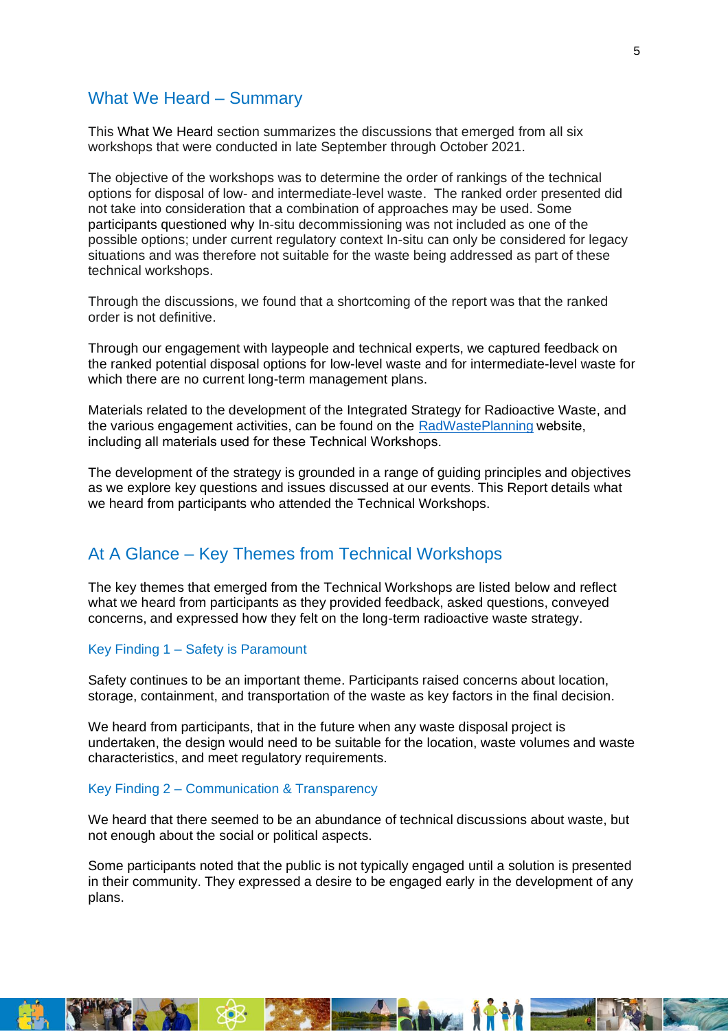## What We Heard – Summary

This What We Heard section summarizes the discussions that emerged from all six workshops that were conducted in late September through October 2021.

The objective of the workshops was to determine the order of rankings of the technical options for disposal of low- and intermediate-level waste. The ranked order presented did not take into consideration that a combination of approaches may be used. Some participants questioned why In-situ decommissioning was not included as one of the possible options; under current regulatory context In-situ can only be considered for legacy situations and was therefore not suitable for the waste being addressed as part of these technical workshops.

Through the discussions, we found that a shortcoming of the report was that the ranked order is not definitive.

Through our engagement with laypeople and technical experts, we captured feedback on the ranked potential disposal options for low-level waste and for intermediate-level waste for which there are no current long-term management plans.

Materials related to the development of the Integrated Strategy for Radioactive Waste, and the various engagement activities, can be found on the RadWastePlanning website, including all materials used for these Technical Workshops.

The development of the strategy is grounded in a range of guiding principles and objectives as we explore key questions and issues discussed at our events. This Report details what we heard from participants who attended the Technical Workshops.

## At A Glance – Key Themes from Technical Workshops

The key themes that emerged from the Technical Workshops are listed below and reflect what we heard from participants as they provided feedback, asked questions, conveyed concerns, and expressed how they felt on the long-term radioactive waste strategy.

### Key Finding 1 – Safety is Paramount

Safety continues to be an important theme. Participants raised concerns about location, storage, containment, and transportation of the waste as key factors in the final decision.

We heard from participants, that in the future when any waste disposal project is undertaken, the design would need to be suitable for the location, waste volumes and waste characteristics, and meet regulatory requirements.

### Key Finding 2 – Communication & Transparency

We heard that there seemed to be an abundance of technical discussions about waste, but not enough about the social or political aspects.

Some participants noted that the public is not typically engaged until a solution is presented in their community. They expressed a desire to be engaged early in the development of any plans.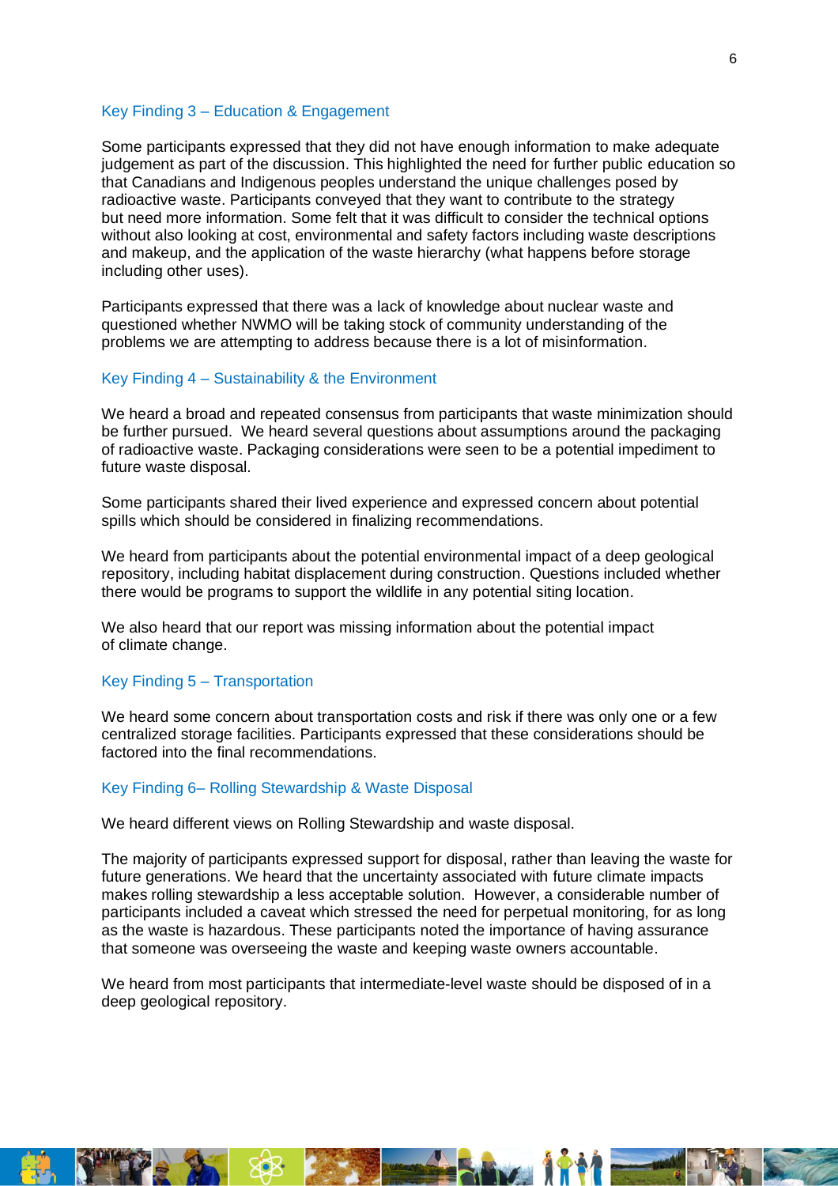### Key Finding 3 – Education & Engagement

Some participants expressed that they did not have enough information to make adequate judgement as part of the discussion. This highlighted the need for further public education so that Canadians and Indigenous peoples understand the unique challenges posed by radioactive waste. Participants conveyed that they want to contribute to the strategy but need more information. Some felt that it was difficult to consider the technical options without also looking at cost, environmental and safety factors including waste descriptions and makeup, and the application of the waste hierarchy (what happens before storage including other uses).

Participants expressed that there was a lack of knowledge about nuclear waste and questioned whether NWMO will be taking stock of community understanding of the problems we are attempting to address because there is a lot of misinformation.

### Key Finding 4 – Sustainability & the Environment

We heard a broad and repeated consensus from participants that waste minimization should be further pursued. We heard several questions about assumptions around the packaging of radioactive waste. Packaging considerations were seen to be a potential impediment to future waste disposal.

Some participants shared their lived experience and expressed concern about potential spills which should be considered in finalizing recommendations.

We heard from participants about the potential environmental impact of a deep geological repository, including habitat displacement during construction. Questions included whether there would be programs to support the wildlife in any potential siting location.

We also heard that our report was missing information about the potential impact of climate change.

### Key Finding 5 – Transportation

We heard some concern about transportation costs and risk if there was only one or a few centralized storage facilities. Participants expressed that these considerations should be factored into the final recommendations.

### Key Finding 6– Rolling Stewardship & Waste Disposal

We heard different views on Rolling Stewardship and waste disposal.

The majority of participants expressed support for disposal, rather than leaving the waste for future generations. We heard that the uncertainty associated with future climate impacts makes rolling stewardship a less acceptable solution. However, a considerable number of participants included a caveat which stressed the need for perpetual monitoring, for as long as the waste is hazardous. These participants noted the importance of having assurance that someone was overseeing the waste and keeping waste owners accountable.

We heard from most participants that intermediate-level waste should be disposed of in a deep geological repository.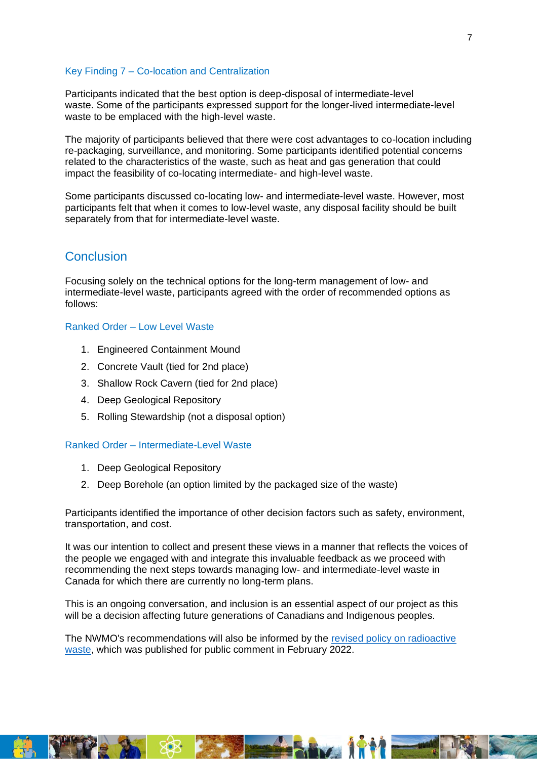### Key Finding 7 – Co-location and Centralization

Participants indicated that the best option is deep-disposal of intermediate-level waste. Some of the participants expressed support for the longer-lived intermediate-level waste to be emplaced with the high-level waste.

The majority of participants believed that there were cost advantages to co-location including re-packaging, surveillance, and monitoring. Some participants identified potential concerns related to the characteristics of the waste, such as heat and gas generation that could impact the feasibility of co-locating intermediate- and high-level waste.

Some participants discussed co-locating low- and intermediate-level waste. However, most participants felt that when it comes to low-level waste, any disposal facility should be built separately from that for intermediate-level waste.

## Conclusion

Focusing solely on the technical options for the long-term management of low- and intermediate-level waste, participants agreed with the order of recommended options as follows:

### Ranked Order – Low Level Waste

1. Engineered Containment Mound
2. Concrete Vault (tied for 2nd place)
3. Shallow Rock Cavern (tied for 2nd place)
4. Deep Geological Repository
5. Rolling Stewardship (not a disposal option)

### Ranked Order – Intermediate-Level Waste

1. Deep Geological Repository
2. Deep Borehole (an option limited by the packaged size of the waste)

Participants identified the importance of other decision factors such as safety, environment, transportation, and cost.

It was our intention to collect and present these views in a manner that reflects the voices of the people we engaged with and integrate this invaluable feedback as we proceed with recommending the next steps towards managing low- and intermediate-level waste in Canada for which there are currently no long-term plans.

This is an ongoing conversation, and inclusion is an essential aspect of our project as this will be a decision affecting future generations of Canadians and Indigenous peoples.

The NWMO's recommendations will also be informed by the revised policy on radioactive waste, which was published for public comment in February 2022.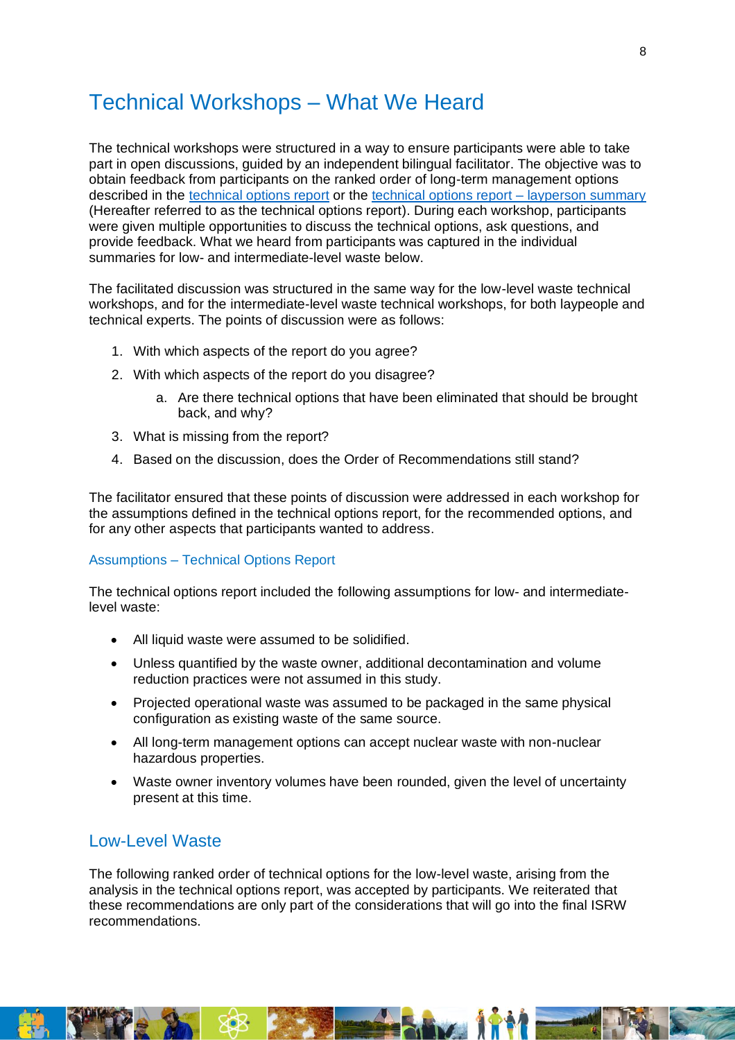# Technical Workshops – What We Heard

The technical workshops were structured in a way to ensure participants were able to take part in open discussions, guided by an independent bilingual facilitator. The objective was to obtain feedback from participants on the ranked order of long-term management options described in the technical options report or the technical options report – layperson summary (Hereafter referred to as the technical options report). During each workshop, participants were given multiple opportunities to discuss the technical options, ask questions, and provide feedback. What we heard from participants was captured in the individual summaries for low- and intermediate-level waste below.

The facilitated discussion was structured in the same way for the low-level waste technical workshops, and for the intermediate-level waste technical workshops, for both laypeople and technical experts. The points of discussion were as follows:

1. With which aspects of the report do you agree?
2. With which aspects of the report do you disagree?
    a. Are there technical options that have been eliminated that should be brought back, and why?
3. What is missing from the report?
4. Based on the discussion, does the Order of Recommendations still stand?

The facilitator ensured that these points of discussion were addressed in each workshop for the assumptions defined in the technical options report, for the recommended options, and for any other aspects that participants wanted to address.

### Assumptions – Technical Options Report

The technical options report included the following assumptions for low- and intermediate-level waste:

- All liquid waste were assumed to be solidified.
- Unless quantified by the waste owner, additional decontamination and volume reduction practices were not assumed in this study.
- Projected operational waste was assumed to be packaged in the same physical configuration as existing waste of the same source.
- All long-term management options can accept nuclear waste with non-nuclear hazardous properties.
- Waste owner inventory volumes have been rounded, given the level of uncertainty present at this time.

## Low-Level Waste

The following ranked order of technical options for the low-level waste, arising from the analysis in the technical options report, was accepted by participants. We reiterated that these recommendations are only part of the considerations that will go into the final ISRW recommendations.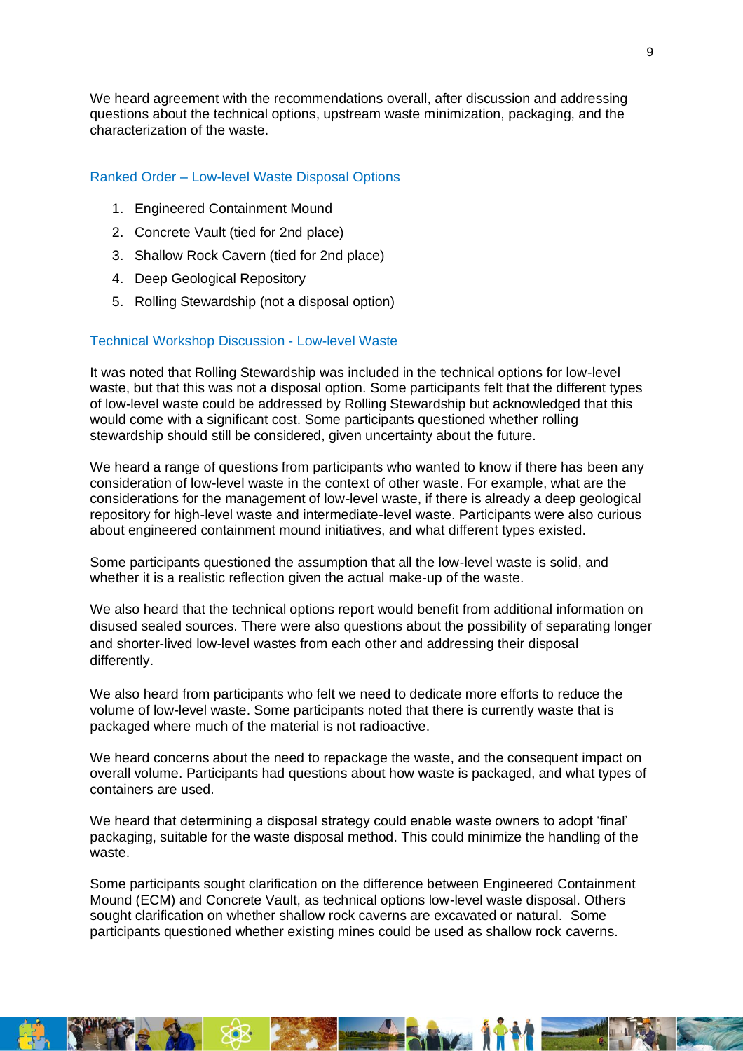We heard agreement with the recommendations overall, after discussion and addressing questions about the technical options, upstream waste minimization, packaging, and the characterization of the waste.

### Ranked Order – Low-level Waste Disposal Options

1. Engineered Containment Mound
2. Concrete Vault (tied for 2nd place)
3. Shallow Rock Cavern (tied for 2nd place)
4. Deep Geological Repository
5. Rolling Stewardship (not a disposal option)

### Technical Workshop Discussion - Low-level Waste

It was noted that Rolling Stewardship was included in the technical options for low-level waste, but that this was not a disposal option. Some participants felt that the different types of low-level waste could be addressed by Rolling Stewardship but acknowledged that this would come with a significant cost. Some participants questioned whether rolling stewardship should still be considered, given uncertainty about the future.

We heard a range of questions from participants who wanted to know if there has been any consideration of low-level waste in the context of other waste. For example, what are the considerations for the management of low-level waste, if there is already a deep geological repository for high-level waste and intermediate-level waste. Participants were also curious about engineered containment mound initiatives, and what different types existed.

Some participants questioned the assumption that all the low-level waste is solid, and whether it is a realistic reflection given the actual make-up of the waste.

We also heard that the technical options report would benefit from additional information on disused sealed sources. There were also questions about the possibility of separating longer and shorter-lived low-level wastes from each other and addressing their disposal differently.

We also heard from participants who felt we need to dedicate more efforts to reduce the volume of low-level waste. Some participants noted that there is currently waste that is packaged where much of the material is not radioactive.

We heard concerns about the need to repackage the waste, and the consequent impact on overall volume. Participants had questions about how waste is packaged, and what types of containers are used.

We heard that determining a disposal strategy could enable waste owners to adopt 'final' packaging, suitable for the waste disposal method. This could minimize the handling of the waste.

Some participants sought clarification on the difference between Engineered Containment Mound (ECM) and Concrete Vault, as technical options low-level waste disposal. Others sought clarification on whether shallow rock caverns are excavated or natural. Some participants questioned whether existing mines could be used as shallow rock caverns.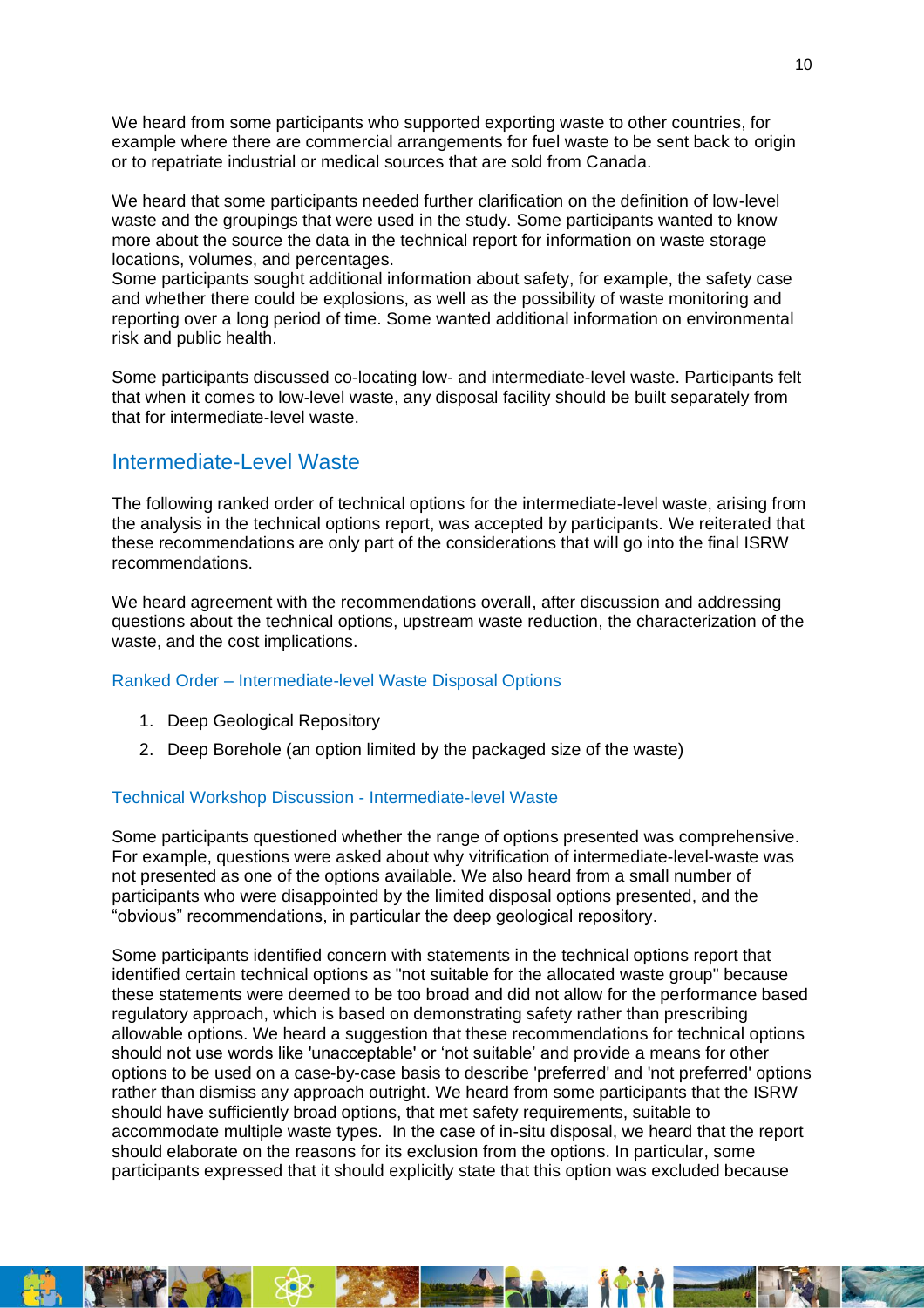We heard from some participants who supported exporting waste to other countries, for example where there are commercial arrangements for fuel waste to be sent back to origin or to repatriate industrial or medical sources that are sold from Canada.

We heard that some participants needed further clarification on the definition of low-level waste and the groupings that were used in the study. Some participants wanted to know more about the source the data in the technical report for information on waste storage locations, volumes, and percentages.
Some participants sought additional information about safety, for example, the safety case and whether there could be explosions, as well as the possibility of waste monitoring and reporting over a long period of time. Some wanted additional information on environmental risk and public health.

Some participants discussed co-locating low- and intermediate-level waste. Participants felt that when it comes to low-level waste, any disposal facility should be built separately from that for intermediate-level waste.

## Intermediate-Level Waste

The following ranked order of technical options for the intermediate-level waste, arising from the analysis in the technical options report, was accepted by participants. We reiterated that these recommendations are only part of the considerations that will go into the final ISRW recommendations.

We heard agreement with the recommendations overall, after discussion and addressing questions about the technical options, upstream waste reduction, the characterization of the waste, and the cost implications.

### Ranked Order – Intermediate-level Waste Disposal Options

1. Deep Geological Repository
2. Deep Borehole (an option limited by the packaged size of the waste)

### Technical Workshop Discussion - Intermediate-level Waste

Some participants questioned whether the range of options presented was comprehensive. For example, questions were asked about why vitrification of intermediate-level-waste was not presented as one of the options available. We also heard from a small number of participants who were disappointed by the limited disposal options presented, and the “obvious” recommendations, in particular the deep geological repository.

Some participants identified concern with statements in the technical options report that identified certain technical options as "not suitable for the allocated waste group" because these statements were deemed to be too broad and did not allow for the performance based regulatory approach, which is based on demonstrating safety rather than prescribing allowable options. We heard a suggestion that these recommendations for technical options should not use words like 'unacceptable' or 'not suitable' and provide a means for other options to be used on a case-by-case basis to describe 'preferred' and 'not preferred' options rather than dismiss any approach outright. We heard from some participants that the ISRW should have sufficiently broad options, that met safety requirements, suitable to accommodate multiple waste types. In the case of in-situ disposal, we heard that the report should elaborate on the reasons for its exclusion from the options. In particular, some participants expressed that it should explicitly state that this option was excluded because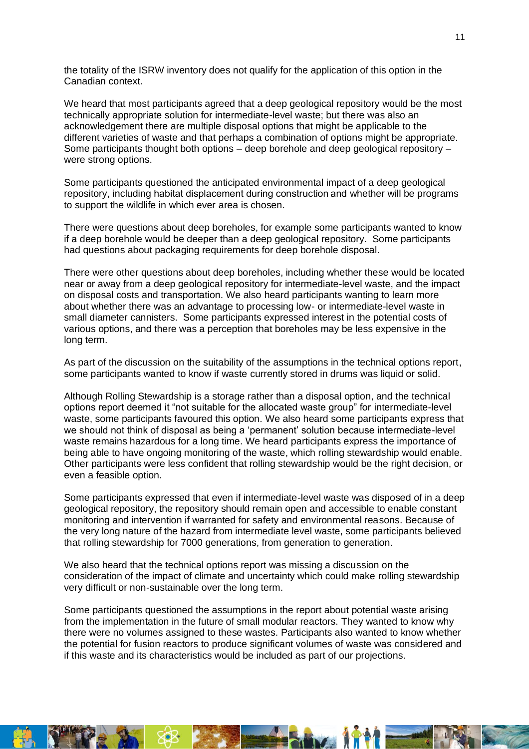the totality of the ISRW inventory does not qualify for the application of this option in the Canadian context.

We heard that most participants agreed that a deep geological repository would be the most technically appropriate solution for intermediate-level waste; but there was also an acknowledgement there are multiple disposal options that might be applicable to the different varieties of waste and that perhaps a combination of options might be appropriate. Some participants thought both options – deep borehole and deep geological repository – were strong options.

Some participants questioned the anticipated environmental impact of a deep geological repository, including habitat displacement during construction and whether will be programs to support the wildlife in which ever area is chosen.

There were questions about deep boreholes, for example some participants wanted to know if a deep borehole would be deeper than a deep geological repository. Some participants had questions about packaging requirements for deep borehole disposal.

There were other questions about deep boreholes, including whether these would be located near or away from a deep geological repository for intermediate-level waste, and the impact on disposal costs and transportation. We also heard participants wanting to learn more about whether there was an advantage to processing low- or intermediate-level waste in small diameter cannisters. Some participants expressed interest in the potential costs of various options, and there was a perception that boreholes may be less expensive in the long term.

As part of the discussion on the suitability of the assumptions in the technical options report, some participants wanted to know if waste currently stored in drums was liquid or solid.

Although Rolling Stewardship is a storage rather than a disposal option, and the technical options report deemed it "not suitable for the allocated waste group" for intermediate-level waste, some participants favoured this option. We also heard some participants express that we should not think of disposal as being a 'permanent' solution because intermediate-level waste remains hazardous for a long time. We heard participants express the importance of being able to have ongoing monitoring of the waste, which rolling stewardship would enable. Other participants were less confident that rolling stewardship would be the right decision, or even a feasible option.

Some participants expressed that even if intermediate-level waste was disposed of in a deep geological repository, the repository should remain open and accessible to enable constant monitoring and intervention if warranted for safety and environmental reasons. Because of the very long nature of the hazard from intermediate level waste, some participants believed that rolling stewardship for 7000 generations, from generation to generation.

We also heard that the technical options report was missing a discussion on the consideration of the impact of climate and uncertainty which could make rolling stewardship very difficult or non-sustainable over the long term.

Some participants questioned the assumptions in the report about potential waste arising from the implementation in the future of small modular reactors. They wanted to know why there were no volumes assigned to these wastes. Participants also wanted to know whether the potential for fusion reactors to produce significant volumes of waste was considered and if this waste and its characteristics would be included as part of our projections.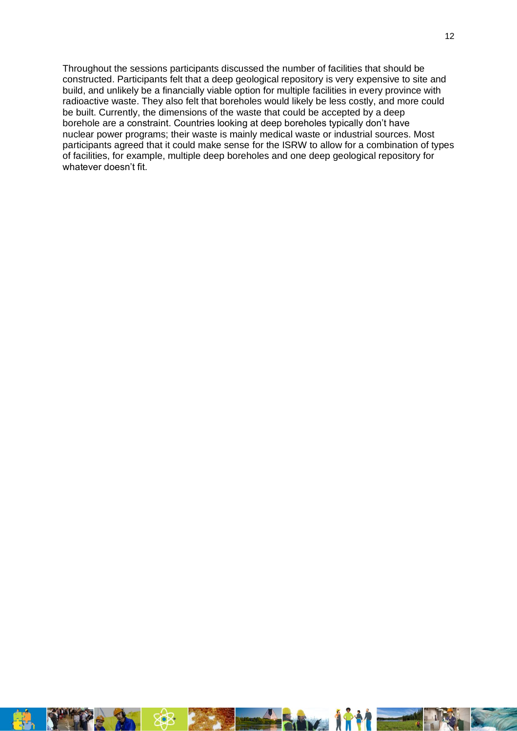Throughout the sessions participants discussed the number of facilities that should be constructed. Participants felt that a deep geological repository is very expensive to site and build, and unlikely be a financially viable option for multiple facilities in every province with radioactive waste. They also felt that boreholes would likely be less costly, and more could be built. Currently, the dimensions of the waste that could be accepted by a deep borehole are a constraint. Countries looking at deep boreholes typically don't have nuclear power programs; their waste is mainly medical waste or industrial sources. Most participants agreed that it could make sense for the ISRW to allow for a combination of types of facilities, for example, multiple deep boreholes and one deep geological repository for whatever doesn't fit.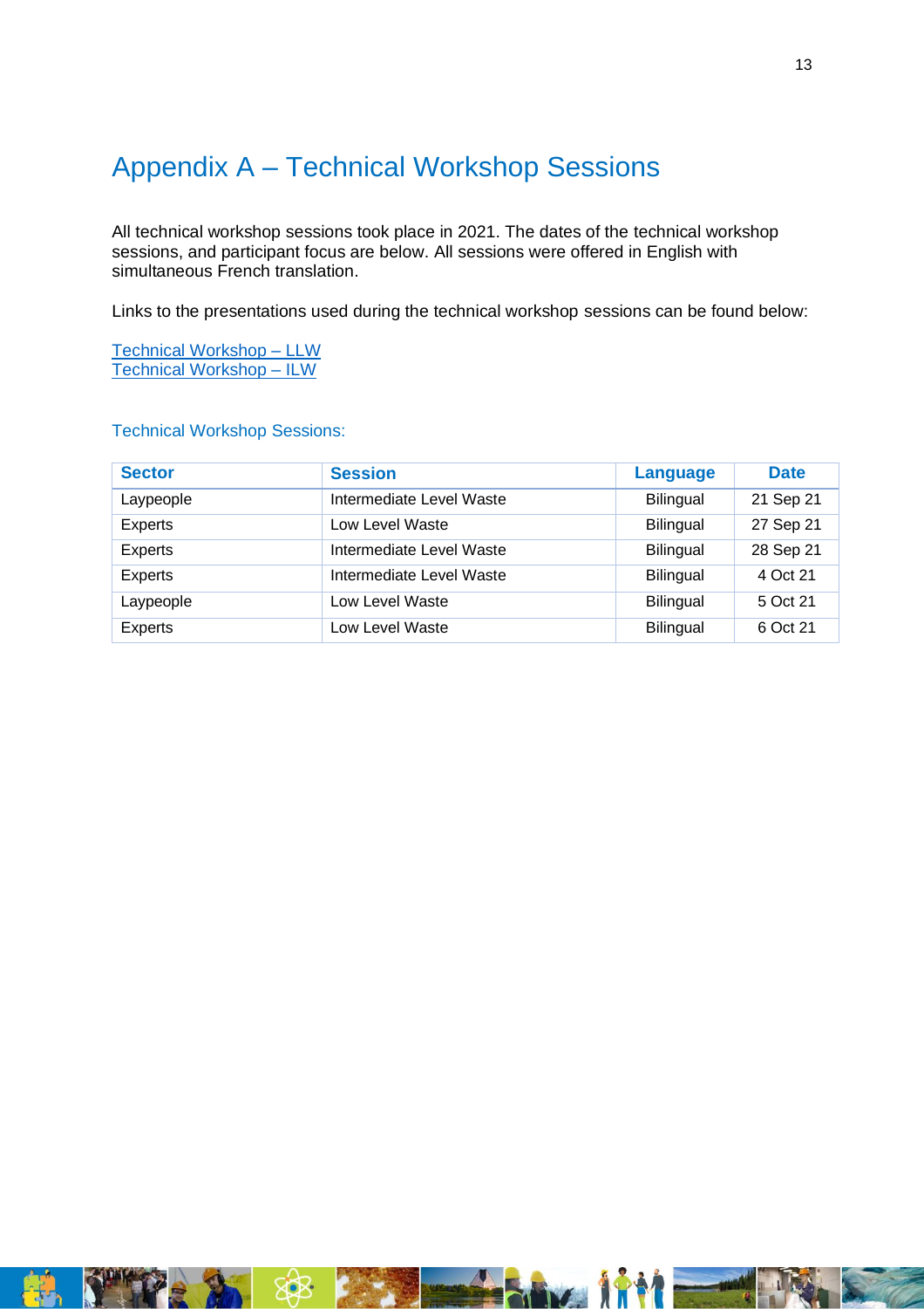# Appendix A – Technical Workshop Sessions

All technical workshop sessions took place in 2021. The dates of the technical workshop sessions, and participant focus are below. All sessions were offered in English with simultaneous French translation.

Links to the presentations used during the technical workshop sessions can be found below:

Technical Workshop – LLW
Technical Workshop – ILW

### Technical Workshop Sessions:

| Sector | Session | Language | Date |
|---|---|---|---|
| Laypeople | Intermediate Level Waste | Bilingual | 21 Sep 21 |
| Experts | Low Level Waste | Bilingual | 27 Sep 21 |
| Experts | Intermediate Level Waste | Bilingual | 28 Sep 21 |
| Experts | Intermediate Level Waste | Bilingual | 4 Oct 21 |
| Laypeople | Low Level Waste | Bilingual | 5 Oct 21 |
| Experts | Low Level Waste | Bilingual | 6 Oct 21 |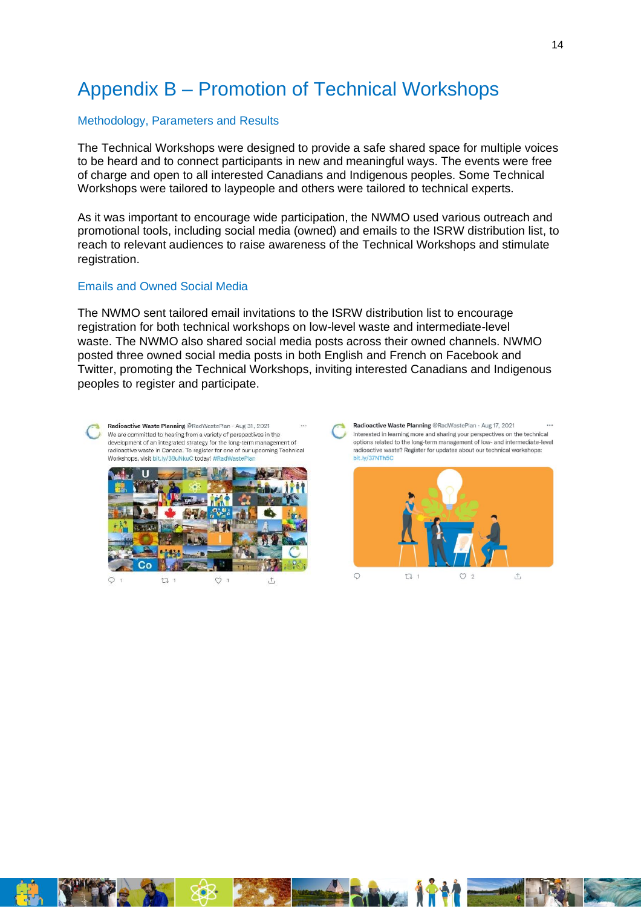# Appendix B – Promotion of Technical Workshops

## Methodology, Parameters and Results

The Technical Workshops were designed to provide a safe shared space for multiple voices to be heard and to connect participants in new and meaningful ways. The events were free of charge and open to all interested Canadians and Indigenous peoples. Some Technical Workshops were tailored to laypeople and others were tailored to technical experts.

As it was important to encourage wide participation, the NWMO used various outreach and promotional tools, including social media (owned) and emails to the ISRW distribution list, to reach to relevant audiences to raise awareness of the Technical Workshops and stimulate registration.

## Emails and Owned Social Media

The NWMO sent tailored email invitations to the ISRW distribution list to encourage registration for both technical workshops on low-level waste and intermediate-level waste. The NWMO also shared social media posts across their owned channels. NWMO posted three owned social media posts in both English and French on Facebook and Twitter, promoting the Technical Workshops, inviting interested Canadians and Indigenous peoples to register and participate.

Radioactive Waste Planning @RadWastePlan · Aug 31, 2021
We are committed to hearing from a variety of perspectives in the development of an integrated strategy for the long-term management of radioactive waste in Canada. To register for one of our upcoming Technical Workshops, visit bit.ly/38uNkuC today! #RadWastePlan

Radioactive Waste Planning @RadWastePlan · Aug 17, 2021
Interested in learning more and sharing your perspectives on the technical options related to the long-term management of low- and intermediate-level radioactive waste? Register for updates about our technical workshops: bit.ly/37NTh5C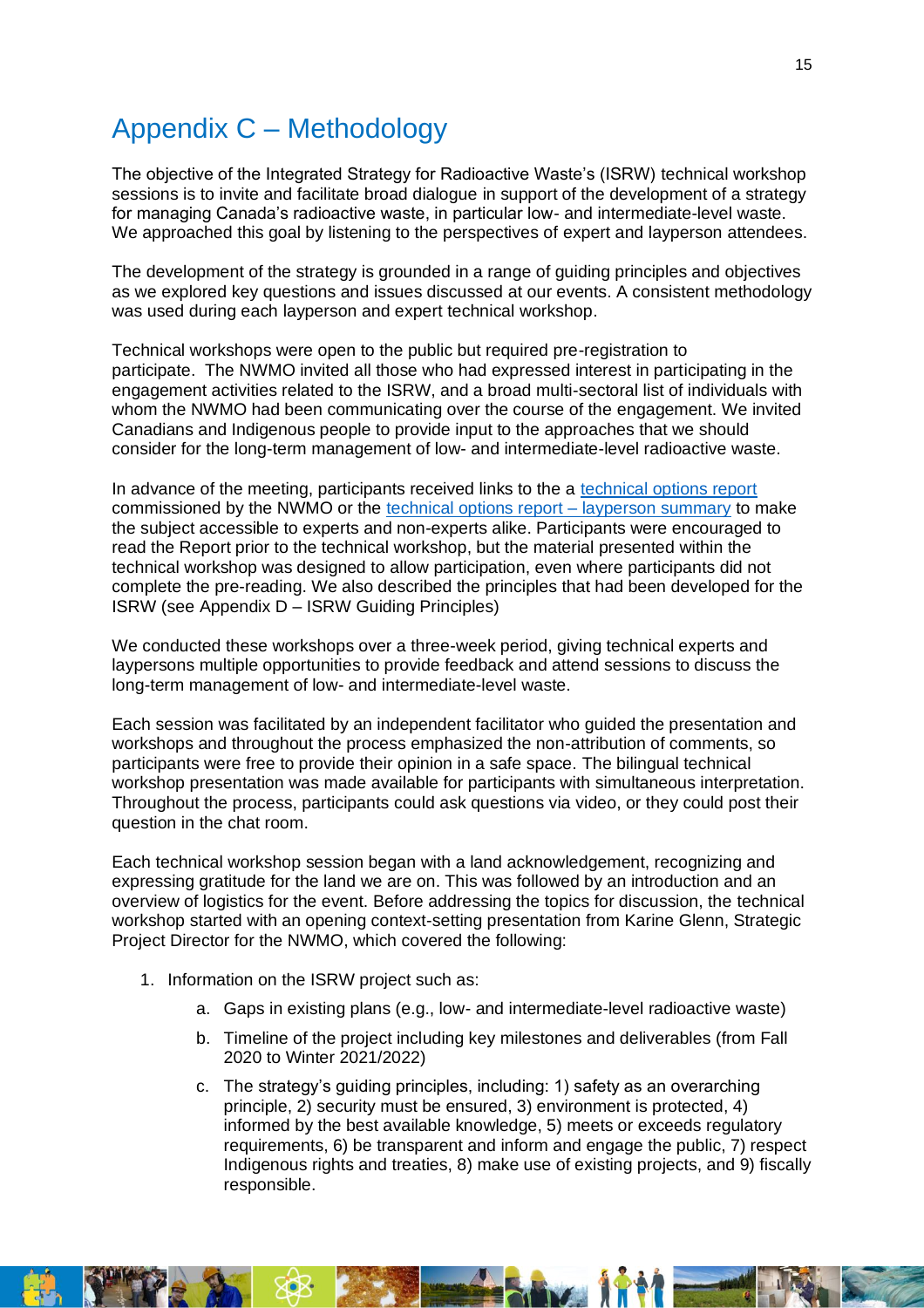# Appendix C – Methodology

The objective of the Integrated Strategy for Radioactive Waste's (ISRW) technical workshop sessions is to invite and facilitate broad dialogue in support of the development of a strategy for managing Canada's radioactive waste, in particular low- and intermediate-level waste. We approached this goal by listening to the perspectives of expert and layperson attendees.

The development of the strategy is grounded in a range of guiding principles and objectives as we explored key questions and issues discussed at our events. A consistent methodology was used during each layperson and expert technical workshop.

Technical workshops were open to the public but required pre-registration to participate. The NWMO invited all those who had expressed interest in participating in the engagement activities related to the ISRW, and a broad multi-sectoral list of individuals with whom the NWMO had been communicating over the course of the engagement. We invited Canadians and Indigenous people to provide input to the approaches that we should consider for the long-term management of low- and intermediate-level radioactive waste.

In advance of the meeting, participants received links to the a technical options report commissioned by the NWMO or the technical options report – layperson summary to make the subject accessible to experts and non-experts alike. Participants were encouraged to read the Report prior to the technical workshop, but the material presented within the technical workshop was designed to allow participation, even where participants did not complete the pre-reading. We also described the principles that had been developed for the ISRW (see Appendix D – ISRW Guiding Principles)

We conducted these workshops over a three-week period, giving technical experts and laypersons multiple opportunities to provide feedback and attend sessions to discuss the long-term management of low- and intermediate-level waste.

Each session was facilitated by an independent facilitator who guided the presentation and workshops and throughout the process emphasized the non-attribution of comments, so participants were free to provide their opinion in a safe space. The bilingual technical workshop presentation was made available for participants with simultaneous interpretation. Throughout the process, participants could ask questions via video, or they could post their question in the chat room.

Each technical workshop session began with a land acknowledgement, recognizing and expressing gratitude for the land we are on. This was followed by an introduction and an overview of logistics for the event. Before addressing the topics for discussion, the technical workshop started with an opening context-setting presentation from Karine Glenn, Strategic Project Director for the NWMO, which covered the following:

1. Information on the ISRW project such as:
    a. Gaps in existing plans (e.g., low- and intermediate-level radioactive waste)
    b. Timeline of the project including key milestones and deliverables (from Fall 2020 to Winter 2021/2022)
    c. The strategy's guiding principles, including: 1) safety as an overarching principle, 2) security must be ensured, 3) environment is protected, 4) informed by the best available knowledge, 5) meets or exceeds regulatory requirements, 6) be transparent and inform and engage the public, 7) respect Indigenous rights and treaties, 8) make use of existing projects, and 9) fiscally responsible.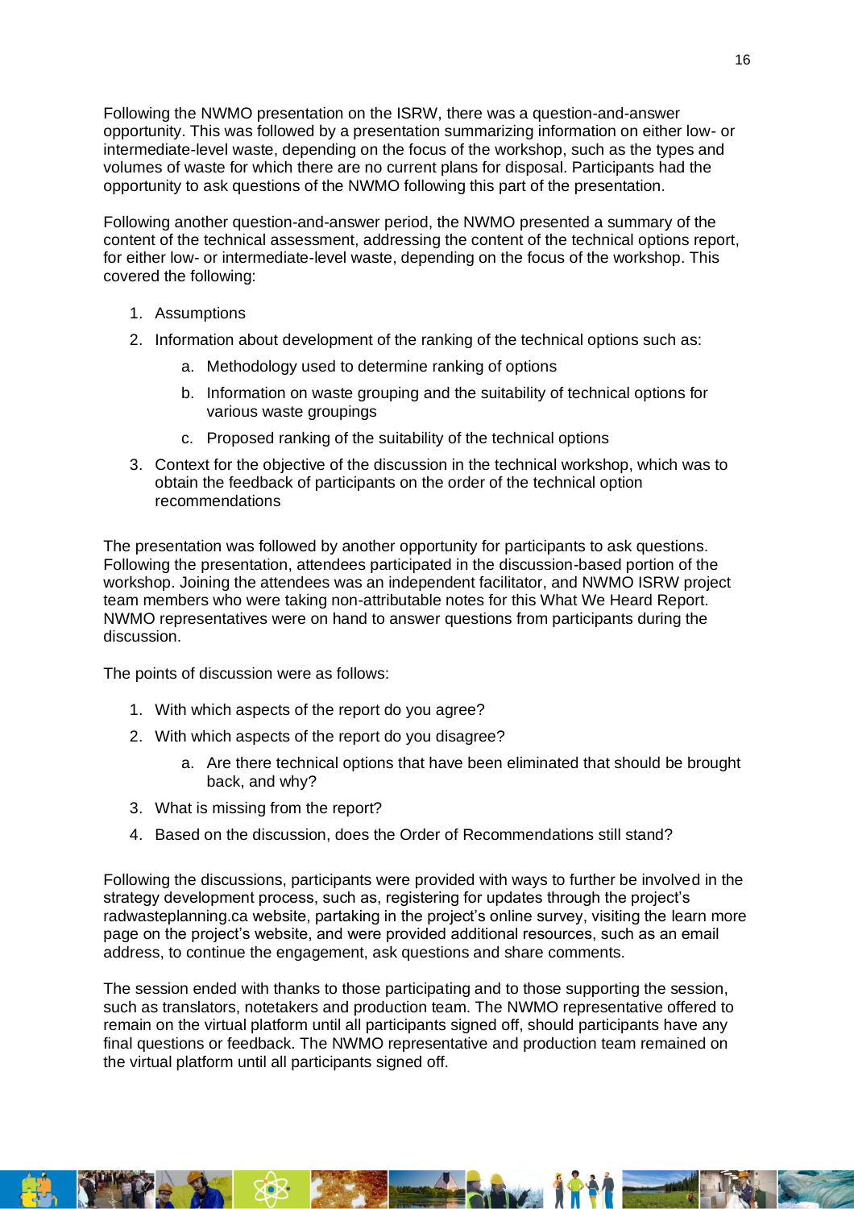Following the NWMO presentation on the ISRW, there was a question-and-answer opportunity. This was followed by a presentation summarizing information on either low- or intermediate-level waste, depending on the focus of the workshop, such as the types and volumes of waste for which there are no current plans for disposal. Participants had the opportunity to ask questions of the NWMO following this part of the presentation.

Following another question-and-answer period, the NWMO presented a summary of the content of the technical assessment, addressing the content of the technical options report, for either low- or intermediate-level waste, depending on the focus of the workshop. This covered the following:

1. Assumptions
2. Information about development of the ranking of the technical options such as:
   a. Methodology used to determine ranking of options
   b. Information on waste grouping and the suitability of technical options for various waste groupings
   c. Proposed ranking of the suitability of the technical options
3. Context for the objective of the discussion in the technical workshop, which was to obtain the feedback of participants on the order of the technical option recommendations

The presentation was followed by another opportunity for participants to ask questions. Following the presentation, attendees participated in the discussion-based portion of the workshop. Joining the attendees was an independent facilitator, and NWMO ISRW project team members who were taking non-attributable notes for this What We Heard Report. NWMO representatives were on hand to answer questions from participants during the discussion.

The points of discussion were as follows:

1. With which aspects of the report do you agree?
2. With which aspects of the report do you disagree?
   a. Are there technical options that have been eliminated that should be brought back, and why?
3. What is missing from the report?
4. Based on the discussion, does the Order of Recommendations still stand?

Following the discussions, participants were provided with ways to further be involved in the strategy development process, such as, registering for updates through the project's radwasteplanning.ca website, partaking in the project's online survey, visiting the learn more page on the project's website, and were provided additional resources, such as an email address, to continue the engagement, ask questions and share comments.

The session ended with thanks to those participating and to those supporting the session, such as translators, notetakers and production team. The NWMO representative offered to remain on the virtual platform until all participants signed off, should participants have any final questions or feedback. The NWMO representative and production team remained on the virtual platform until all participants signed off.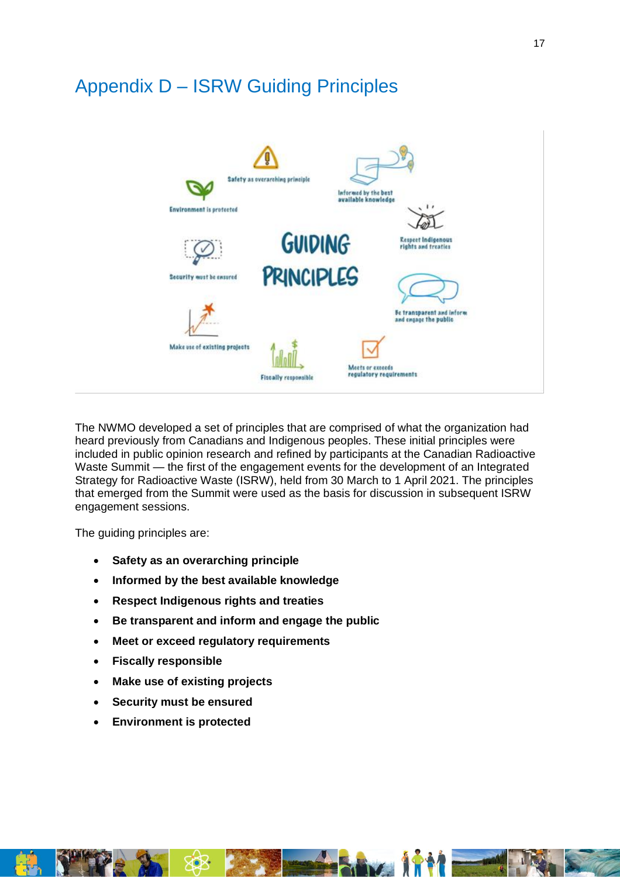# Appendix D – ISRW Guiding Principles

The NWMO developed a set of principles that are comprised of what the organization had heard previously from Canadians and Indigenous peoples. These initial principles were included in public opinion research and refined by participants at the Canadian Radioactive Waste Summit — the first of the engagement events for the development of an Integrated Strategy for Radioactive Waste (ISRW), held from 30 March to 1 April 2021. The principles that emerged from the Summit were used as the basis for discussion in subsequent ISRW engagement sessions.

The guiding principles are:

- **Safety as an overarching principle**
- **Informed by the best available knowledge**
- **Respect Indigenous rights and treaties**
- **Be transparent and inform and engage the public**
- **Meet or exceed regulatory requirements**
- **Fiscally responsible**
- **Make use of existing projects**
- **Security must be ensured**
- **Environment is protected**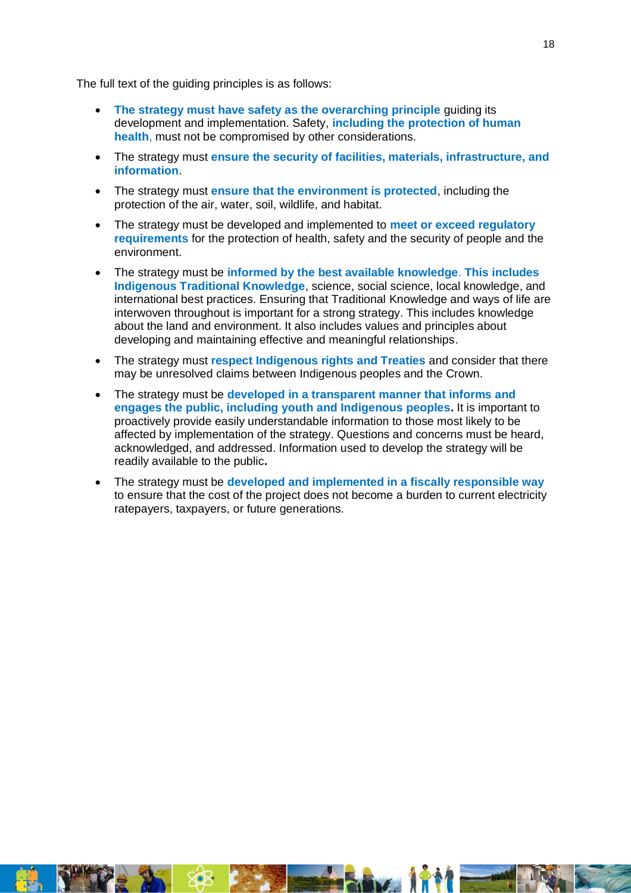The full text of the guiding principles is as follows:

- **The strategy must have safety as the overarching principle** guiding its development and implementation. Safety, **including the protection of human health**, must not be compromised by other considerations.
- The strategy must **ensure the security of facilities, materials, infrastructure, and information**.
- The strategy must **ensure that the environment is protected**, including the protection of the air, water, soil, wildlife, and habitat.
- The strategy must be developed and implemented to **meet or exceed regulatory requirements** for the protection of health, safety and the security of people and the environment.
- The strategy must be **informed by the best available knowledge**. **This includes Indigenous Traditional Knowledge**, science, social science, local knowledge, and international best practices. Ensuring that Traditional Knowledge and ways of life are interwoven throughout is important for a strong strategy. This includes knowledge about the land and environment. It also includes values and principles about developing and maintaining effective and meaningful relationships.
- The strategy must **respect Indigenous rights and Treaties** and consider that there may be unresolved claims between Indigenous peoples and the Crown.
- The strategy must be **developed in a transparent manner that informs and engages the public, including youth and Indigenous peoples.** It is important to proactively provide easily understandable information to those most likely to be affected by implementation of the strategy. Questions and concerns must be heard, acknowledged, and addressed. Information used to develop the strategy will be readily available to the public.
- The strategy must be **developed and implemented in a fiscally responsible way** to ensure that the cost of the project does not become a burden to current electricity ratepayers, taxpayers, or future generations.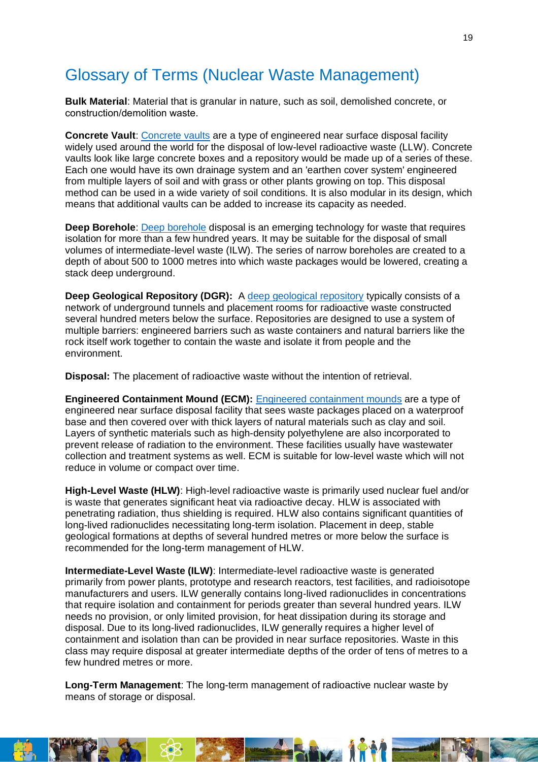# Glossary of Terms (Nuclear Waste Management)

**Bulk Material**: Material that is granular in nature, such as soil, demolished concrete, or construction/demolition waste.

**Concrete Vault**: Concrete vaults are a type of engineered near surface disposal facility widely used around the world for the disposal of low-level radioactive waste (LLW). Concrete vaults look like large concrete boxes and a repository would be made up of a series of these. Each one would have its own drainage system and an 'earthen cover system' engineered from multiple layers of soil and with grass or other plants growing on top. This disposal method can be used in a wide variety of soil conditions. It is also modular in its design, which means that additional vaults can be added to increase its capacity as needed.

**Deep Borehole**: Deep borehole disposal is an emerging technology for waste that requires isolation for more than a few hundred years. It may be suitable for the disposal of small volumes of intermediate-level waste (ILW). The series of narrow boreholes are created to a depth of about 500 to 1000 metres into which waste packages would be lowered, creating a stack deep underground.

**Deep Geological Repository (DGR):** A deep geological repository typically consists of a network of underground tunnels and placement rooms for radioactive waste constructed several hundred meters below the surface. Repositories are designed to use a system of multiple barriers: engineered barriers such as waste containers and natural barriers like the rock itself work together to contain the waste and isolate it from people and the environment.

**Disposal:** The placement of radioactive waste without the intention of retrieval.

**Engineered Containment Mound (ECM):** Engineered containment mounds are a type of engineered near surface disposal facility that sees waste packages placed on a waterproof base and then covered over with thick layers of natural materials such as clay and soil. Layers of synthetic materials such as high-density polyethylene are also incorporated to prevent release of radiation to the environment. These facilities usually have wastewater collection and treatment systems as well. ECM is suitable for low-level waste which will not reduce in volume or compact over time.

**High-Level Waste (HLW)**: High-level radioactive waste is primarily used nuclear fuel and/or is waste that generates significant heat via radioactive decay. HLW is associated with penetrating radiation, thus shielding is required. HLW also contains significant quantities of long-lived radionuclides necessitating long-term isolation. Placement in deep, stable geological formations at depths of several hundred metres or more below the surface is recommended for the long-term management of HLW.

**Intermediate-Level Waste (ILW)**: Intermediate-level radioactive waste is generated primarily from power plants, prototype and research reactors, test facilities, and radioisotope manufacturers and users. ILW generally contains long-lived radionuclides in concentrations that require isolation and containment for periods greater than several hundred years. ILW needs no provision, or only limited provision, for heat dissipation during its storage and disposal. Due to its long-lived radionuclides, ILW generally requires a higher level of containment and isolation than can be provided in near surface repositories. Waste in this class may require disposal at greater intermediate depths of the order of tens of metres to a few hundred metres or more.

**Long-Term Management**: The long-term management of radioactive nuclear waste by means of storage or disposal.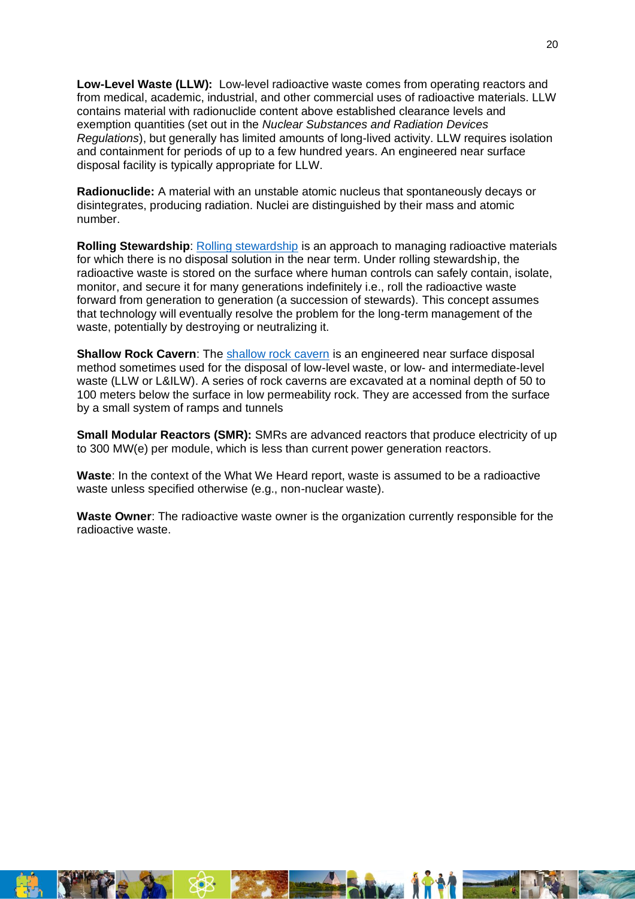**Low-Level Waste (LLW):** Low-level radioactive waste comes from operating reactors and from medical, academic, industrial, and other commercial uses of radioactive materials. LLW contains material with radionuclide content above established clearance levels and exemption quantities (set out in the *Nuclear Substances and Radiation Devices Regulations*), but generally has limited amounts of long-lived activity. LLW requires isolation and containment for periods of up to a few hundred years. An engineered near surface disposal facility is typically appropriate for LLW.

**Radionuclide:** A material with an unstable atomic nucleus that spontaneously decays or disintegrates, producing radiation. Nuclei are distinguished by their mass and atomic number.

**Rolling Stewardship**: Rolling stewardship is an approach to managing radioactive materials for which there is no disposal solution in the near term. Under rolling stewardship, the radioactive waste is stored on the surface where human controls can safely contain, isolate, monitor, and secure it for many generations indefinitely i.e., roll the radioactive waste forward from generation to generation (a succession of stewards). This concept assumes that technology will eventually resolve the problem for the long-term management of the waste, potentially by destroying or neutralizing it.

**Shallow Rock Cavern**: The shallow rock cavern is an engineered near surface disposal method sometimes used for the disposal of low-level waste, or low- and intermediate-level waste (LLW or L&ILW). A series of rock caverns are excavated at a nominal depth of 50 to 100 meters below the surface in low permeability rock. They are accessed from the surface by a small system of ramps and tunnels

**Small Modular Reactors (SMR):** SMRs are advanced reactors that produce electricity of up to 300 MW(e) per module, which is less than current power generation reactors.

**Waste**: In the context of the What We Heard report, waste is assumed to be a radioactive waste unless specified otherwise (e.g., non-nuclear waste).

**Waste Owner**: The radioactive waste owner is the organization currently responsible for the radioactive waste.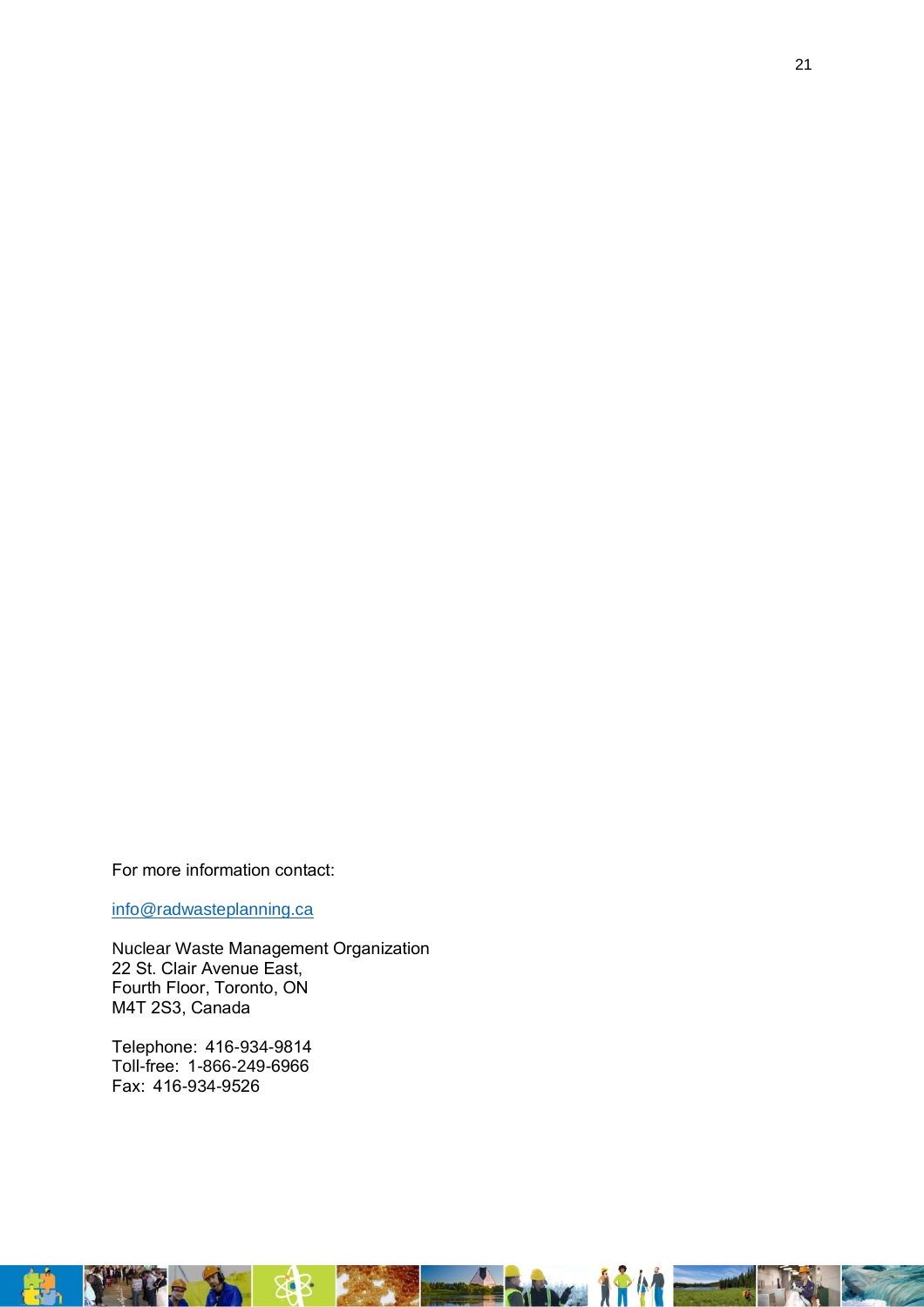For more information contact:

info@radwasteplanning.ca

Nuclear Waste Management Organization
22 St. Clair Avenue East,
Fourth Floor, Toronto, ON
M4T 2S3, Canada

Telephone: 416-934-9814
Toll-free: 1-866-249-6966
Fax: 416-934-9526